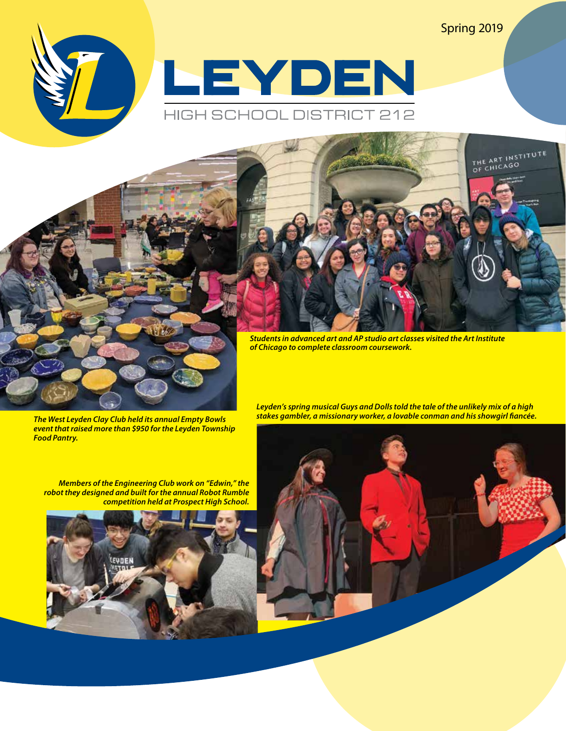Spring 2019

# LEYDEN

## HIGH SCHOOL DISTRICT 212

***Students in advanced art and AP studio art classes visited the Art Institute of Chicago to complete classroom coursework.***

***The West Leyden Clay Club held its annual Empty Bowls event that raised more than $950 for the Leyden Township Food Pantry.***

***Leyden's spring musical Guys and Dolls told the tale of the unlikely mix of a high stakes gambler, a missionary worker, a lovable conman and his showgirl fiancée.***

***Members of the Engineering Club work on "Edwin," the robot they designed and built for the annual Robot Rumble competition held at Prospect High School.***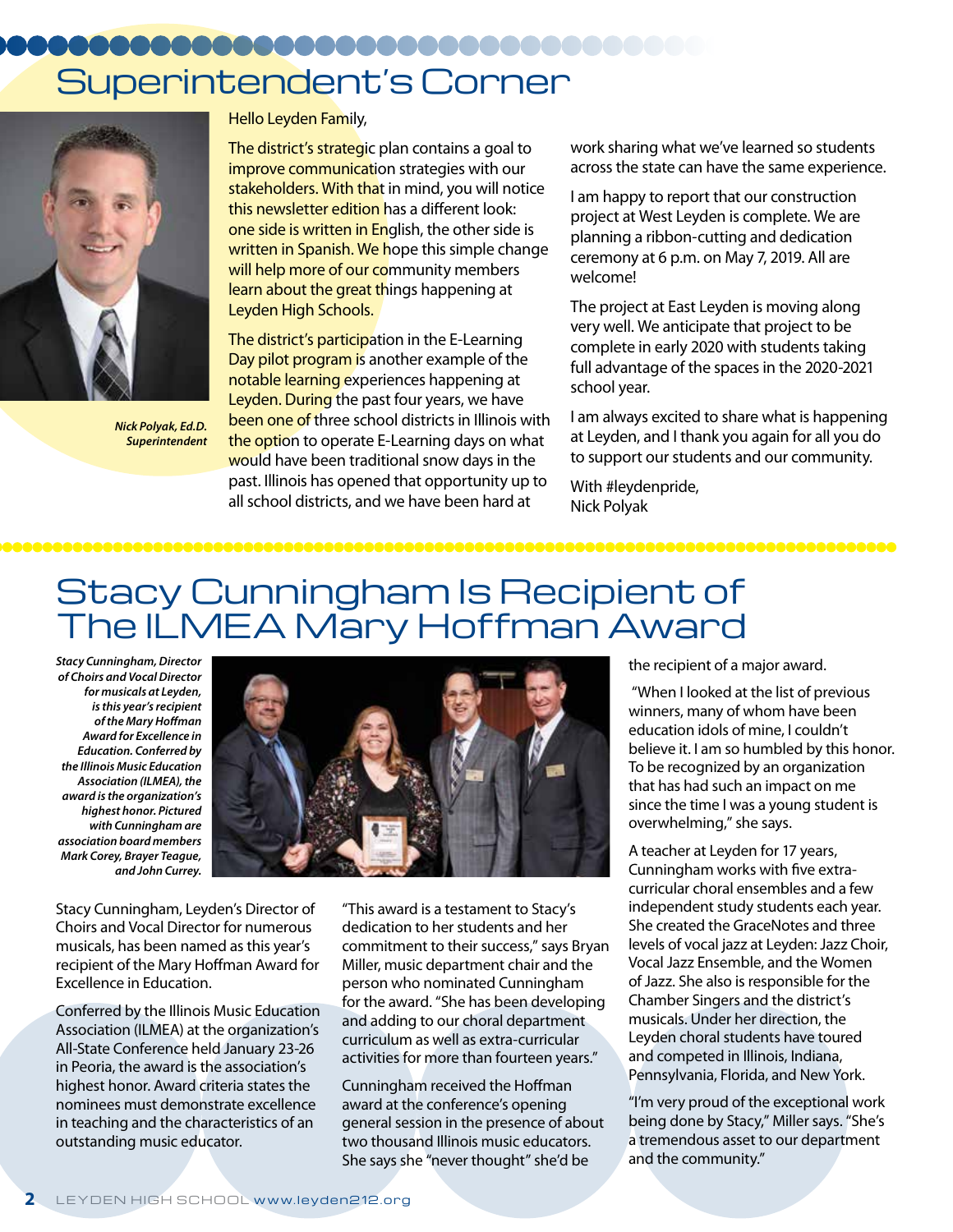# Superintendent's Corner

*Nick Polyak, Ed.D.*
*Superintendent*

Hello Leyden Family,

The district's strategic plan contains a goal to improve communication strategies with our stakeholders. With that in mind, you will notice this newsletter edition has a different look: one side is written in English, the other side is written in Spanish. We hope this simple change will help more of our community members learn about the great things happening at Leyden High Schools.

The district's participation in the E-Learning Day pilot program is another example of the notable learning experiences happening at Leyden. During the past four years, we have been one of three school districts in Illinois with the option to operate E-Learning days on what would have been traditional snow days in the past. Illinois has opened that opportunity up to all school districts, and we have been hard at work sharing what we've learned so students across the state can have the same experience.

I am happy to report that our construction project at West Leyden is complete. We are planning a ribbon-cutting and dedication ceremony at 6 p.m. on May 7, 2019. All are welcome!

The project at East Leyden is moving along very well. We anticipate that project to be complete in early 2020 with students taking full advantage of the spaces in the 2020-2021 school year.

I am always excited to share what is happening at Leyden, and I thank you again for all you do to support our students and our community.

With #leydenpride,
Nick Polyak

# Stacy Cunningham Is Recipient of The ILMEA Mary Hoffman Award

*Stacy Cunningham, Director of Choirs and Vocal Director for musicals at Leyden, is this year's recipient of the Mary Hoffman Award for Excellence in Education. Conferred by the Illinois Music Education Association (ILMEA), the award is the organization's highest honor. Pictured with Cunningham are association board members Mark Corey, Brayer Teague, and John Currey.*

Stacy Cunningham, Leyden's Director of Choirs and Vocal Director for numerous musicals, has been named as this year's recipient of the Mary Hoffman Award for Excellence in Education.

Conferred by the Illinois Music Education Association (ILMEA) at the organization's All-State Conference held January 23-26 in Peoria, the award is the association's highest honor. Award criteria states the nominees must demonstrate excellence in teaching and the characteristics of an outstanding music educator.

"This award is a testament to Stacy's dedication to her students and her commitment to their success," says Bryan Miller, music department chair and the person who nominated Cunningham for the award. "She has been developing and adding to our choral department curriculum as well as extra-curricular activities for more than fourteen years."

Cunningham received the Hoffman award at the conference's opening general session in the presence of about two thousand Illinois music educators. She says she "never thought" she'd be the recipient of a major award.

"When I looked at the list of previous winners, many of whom have been education idols of mine, I couldn't believe it. I am so humbled by this honor. To be recognized by an organization that has had such an impact on me since the time I was a young student is overwhelming," she says.

A teacher at Leyden for 17 years, Cunningham works with five extra-curricular choral ensembles and a few independent study students each year. She created the GraceNotes and three levels of vocal jazz at Leyden: Jazz Choir, Vocal Jazz Ensemble, and the Women of Jazz. She also is responsible for the Chamber Singers and the district's musicals. Under her direction, the Leyden choral students have toured and competed in Illinois, Indiana, Pennsylvania, Florida, and New York.

"I'm very proud of the exceptional work being done by Stacy," Miller says. "She's a tremendous asset to our department and the community."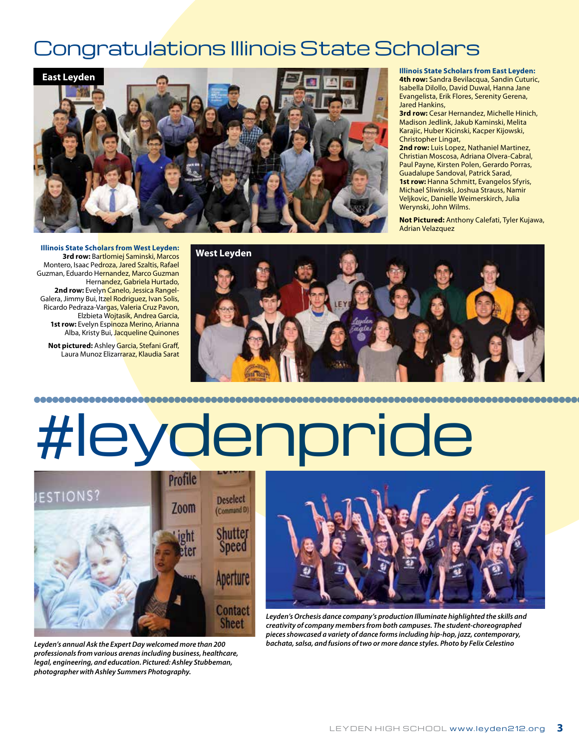# Congratulations Illinois State Scholars

East Leyden

**Illinois State Scholars from East Leyden:**
**4th row:** Sandra Bevilacqua, Sandin Cuturic, Isabella Dilollo, David Duwal, Hanna Jane Evangelista, Erik Flores, Serenity Gerena, Jared Hankins,
**3rd row:** Cesar Hernandez, Michelle Hinich, Madison Jedlink, Jakub Kaminski, Melita Karajic, Huber Kicinski, Kacper Kijowski, Christopher Lingat,
**2nd row:** Luis Lopez, Nathaniel Martinez, Christian Moscosa, Adriana Olvera-Cabral, Paul Payne, Kirsten Polen, Gerardo Porras, Guadalupe Sandoval, Patrick Sarad,
**1st row:** Hanna Schmitt, Evangelos Sfyris, Michael Sliwinski, Joshua Strauss, Namir Veljkovic, Danielle Weimerskirch, Julia Werynski, John Wilms.

**Not Pictured:** Anthony Calefati, Tyler Kujawa, Adrian Velazquez

**Illinois State Scholars from West Leyden:**
**3rd row:** Bartlomiej Saminski, Marcos Montero, Isaac Pedroza, Jared Szaltis, Rafael Guzman, Eduardo Hernandez, Marco Guzman Hernandez, Gabriela Hurtado,
**2nd row:** Evelyn Canelo, Jessica Rangel-Galera, Jimmy Bui, Itzel Rodriguez, Ivan Solis, Ricardo Pedraza-Vargas, Valeria Cruz Pavon, Elzbieta Wojtasik, Andrea Garcia,
**1st row:** Evelyn Espinoza Merino, Arianna Alba, Kristy Bui, Jacqueline Quinones

**Not pictured:** Ashley Garcia, Stefani Graff, Laura Munoz Elizarraraz, Klaudia Sarat

West Leyden

# #leydenpride

*Leyden's annual Ask the Expert Day welcomed more than 200 professionals from various arenas including business, healthcare, legal, engineering, and education. Pictured: Ashley Stubbeman, photographer with Ashley Summers Photography.*

*Leyden's Orchesis dance company's production Illuminate highlighted the skills and creativity of company members from both campuses. The student-choreographed pieces showcased a variety of dance forms including hip-hop, jazz, contemporary, bachata, salsa, and fusions of two or more dance styles. Photo by Felix Celestino*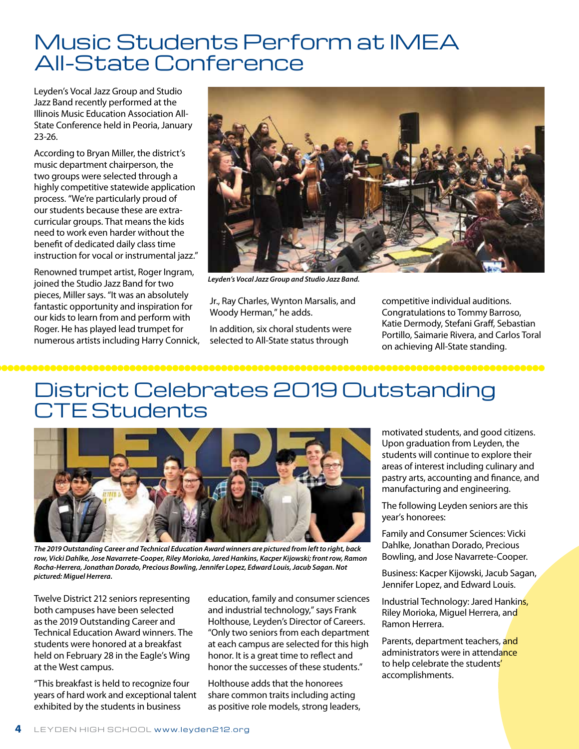# Music Students Perform at IMEA All-State Conference

Leyden's Vocal Jazz Group and Studio Jazz Band recently performed at the Illinois Music Education Association All-State Conference held in Peoria, January 23-26.

According to Bryan Miller, the district's music department chairperson, the two groups were selected through a highly competitive statewide application process. "We're particularly proud of our students because these are extra-curricular groups. That means the kids need to work even harder without the benefit of dedicated daily class time instruction for vocal or instrumental jazz."

Renowned trumpet artist, Roger Ingram, joined the Studio Jazz Band for two pieces, Miller says. "It was an absolutely fantastic opportunity and inspiration for our kids to learn from and perform with Roger. He has played lead trumpet for numerous artists including Harry Connick, Jr., Ray Charles, Wynton Marsalis, and Woody Herman," he adds.

*Leyden's Vocal Jazz Group and Studio Jazz Band.*

In addition, six choral students were selected to All-State status through competitive individual auditions. Congratulations to Tommy Barroso, Katie Dermody, Stefani Graff, Sebastian Portillo, Saimarie Rivera, and Carlos Toral on achieving All-State standing.

# District Celebrates 2019 Outstanding CTE Students

*The 2019 Outstanding Career and Technical Education Award winners are pictured from left to right, back row, Vicki Dahlke, Jose Navarrete-Cooper, Riley Morioka, Jared Hankins, Kacper Kijowski; front row, Ramon Rocha-Herrera, Jonathan Dorado, Precious Bowling, Jennifer Lopez, Edward Louis, Jacub Sagan. Not pictured: Miguel Herrera.*

Twelve District 212 seniors representing both campuses have been selected as the 2019 Outstanding Career and Technical Education Award winners. The students were honored at a breakfast held on February 28 in the Eagle's Wing at the West campus.

"This breakfast is held to recognize four years of hard work and exceptional talent exhibited by the students in business education, family and consumer sciences and industrial technology," says Frank Holthouse, Leyden's Director of Careers. "Only two seniors from each department at each campus are selected for this high honor. It is a great time to reflect and honor the successes of these students."

Holthouse adds that the honorees share common traits including acting as positive role models, strong leaders, motivated students, and good citizens. Upon graduation from Leyden, the students will continue to explore their areas of interest including culinary and pastry arts, accounting and finance, and manufacturing and engineering.

The following Leyden seniors are this year's honorees:

Family and Consumer Sciences: Vicki Dahlke, Jonathan Dorado, Precious Bowling, and Jose Navarrete-Cooper.

Business: Kacper Kijowski, Jacub Sagan, Jennifer Lopez, and Edward Louis.

Industrial Technology: Jared Hankins, Riley Morioka, Miguel Herrera, and Ramon Herrera.

Parents, department teachers, and administrators were in attendance to help celebrate the students' accomplishments.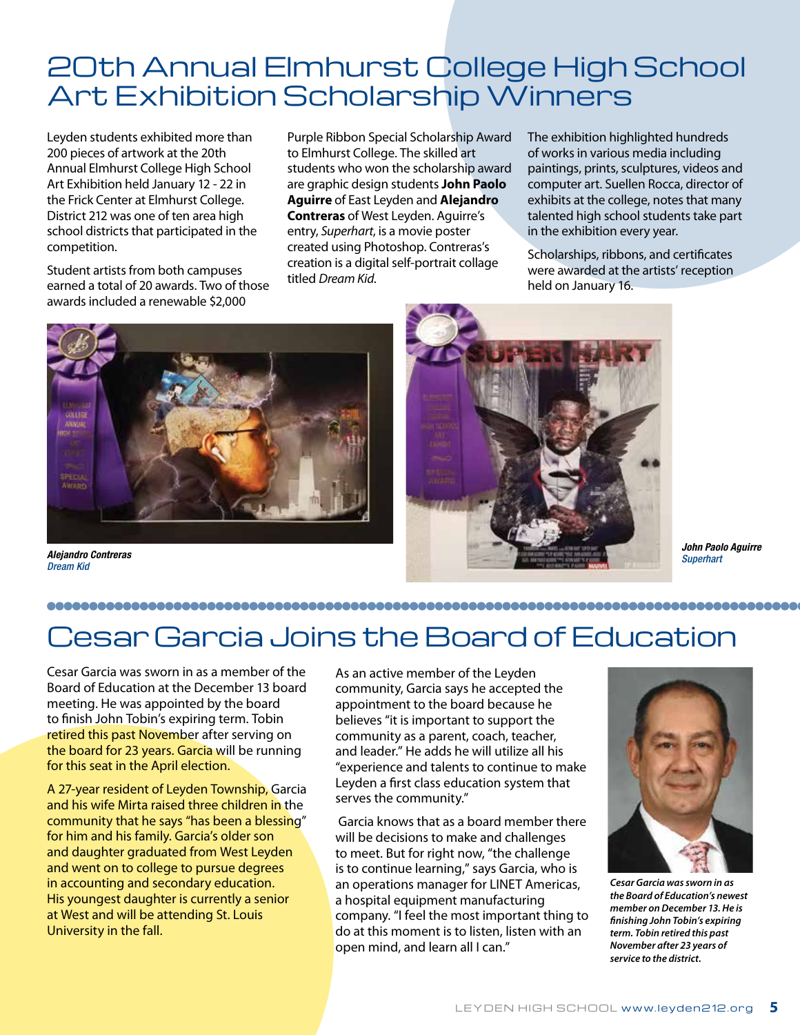# 20th Annual Elmhurst College High School Art Exhibition Scholarship Winners

Leyden students exhibited more than 200 pieces of artwork at the 20th Annual Elmhurst College High School Art Exhibition held January 12 - 22 in the Frick Center at Elmhurst College. District 212 was one of ten area high school districts that participated in the competition.

Student artists from both campuses earned a total of 20 awards. Two of those awards included a renewable $2,000 Purple Ribbon Special Scholarship Award to Elmhurst College. The skilled art students who won the scholarship award are graphic design students **John Paolo Aguirre** of East Leyden and **Alejandro Contreras** of West Leyden. Aguirre's entry, *Superhart*, is a movie poster created using Photoshop. Contreras's creation is a digital self-portrait collage titled *Dream Kid*.

The exhibition highlighted hundreds of works in various media including paintings, prints, sculptures, videos and computer art. Suellen Rocca, director of exhibits at the college, notes that many talented high school students take part in the exhibition every year.

Scholarships, ribbons, and certificates were awarded at the artists' reception held on January 16.

***Alejandro Contreras***
*Dream Kid*

***John Paolo Aguirre***
*Superhart*

# Cesar Garcia Joins the Board of Education

Cesar Garcia was sworn in as a member of the Board of Education at the December 13 board meeting. He was appointed by the board to finish John Tobin's expiring term. Tobin retired this past November after serving on the board for 23 years. Garcia will be running for this seat in the April election.

A 27-year resident of Leyden Township, Garcia and his wife Mirta raised three children in the community that he says "has been a blessing" for him and his family. Garcia's older son and daughter graduated from West Leyden and went on to college to pursue degrees in accounting and secondary education. His youngest daughter is currently a senior at West and will be attending St. Louis University in the fall.

As an active member of the Leyden community, Garcia says he accepted the appointment to the board because he believes "it is important to support the community as a parent, coach, teacher, and leader." He adds he will utilize all his "experience and talents to continue to make Leyden a first class education system that serves the community."

Garcia knows that as a board member there will be decisions to make and challenges to meet. But for right now, "the challenge is to continue learning," says Garcia, who is an operations manager for LINET Americas, a hospital equipment manufacturing company. "I feel the most important thing to do at this moment is to listen, listen with an open mind, and learn all I can."

***Cesar Garcia was sworn in as the Board of Education's newest member on December 13. He is finishing John Tobin's expiring term. Tobin retired this past November after 23 years of service to the district.***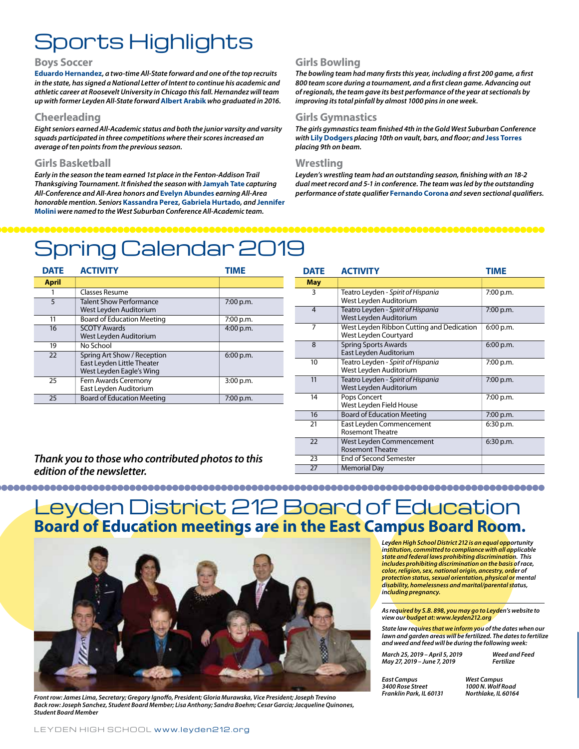# Sports Highlights

## Boys Soccer

***Eduardo Hernandez**, a two-time All-State forward and one of the top recruits in the state, has signed a National Letter of Intent to continue his academic and athletic career at Roosevelt University in Chicago this fall. Hernandez will team up with former Leyden All-State forward **Albert Arabik** who graduated in 2016.*

## Cheerleading

*Eight seniors earned All-Academic status and both the junior varsity and varsity squads participated in three competitions where their scores increased an average of ten points from the previous season.*

## Girls Basketball

*Early in the season the team earned 1st place in the Fenton-Addison Trail Thanksgiving Tournament. It finished the season with **Jamyah Tate** capturing All-Conference and All-Area honors and **Evelyn Abundes** earning All-Area honorable mention. Seniors **Kassandra Perez**, **Gabriela Hurtado**, and **Jennifer Molini** were named to the West Suburban Conference All-Academic team.*

## Girls Bowling

*The bowling team had many firsts this year, including a first 200 game, a first 800 team score during a tournament, and a first clean game. Advancing out of regionals, the team gave its best performance of the year at sectionals by improving its total pinfall by almost 1000 pins in one week.*

## Girls Gymnastics

*The girls gymnastics team finished 4th in the Gold West Suburban Conference with **Lily Dodgers** placing 10th on vault, bars, and floor; and **Jess Torres** placing 9th on beam.*

## Wrestling

*Leyden's wrestling team had an outstanding season, finishing with an 18-2 dual meet record and 5-1 in conference. The team was led by the outstanding performance of state qualifier **Fernando Corona** and seven sectional qualifiers.*

# Spring Calendar 2019

| DATE | ACTIVITY | TIME |
|---|---|---|
| **April** | | |
| 1 | Classes Resume | |
| 5 | Talent Show Performance<br>West Leyden Auditorium | 7:00 p.m. |
| 11 | Board of Education Meeting | 7:00 p.m. |
| 16 | SCOTY Awards<br>West Leyden Auditorium | 4:00 p.m. |
| 19 | No School | |
| 22 | Spring Art Show / Reception<br>East Leyden Little Theater<br>West Leyden Eagle's Wing | 6:00 p.m. |
| 25 | Fern Awards Ceremony<br>East Leyden Auditorium | 3:00 p.m. |
| 25 | Board of Education Meeting | 7:00 p.m. |

| DATE | ACTIVITY | TIME |
|---|---|---|
| **May** | | |
| 3 | Teatro Leyden - *Spirit of Hispania*<br>West Leyden Auditorium | 7:00 p.m. |
| 4 | Teatro Leyden - *Spirit of Hispania*<br>West Leyden Auditorium | 7:00 p.m. |
| 7 | West Leyden Ribbon Cutting and Dedication<br>West Leyden Courtyard | 6:00 p.m. |
| 8 | Spring Sports Awards<br>East Leyden Auditorium | 6:00 p.m. |
| 10 | Teatro Leyden - *Spirit of Hispania*<br>West Leyden Auditorium | 7:00 p.m. |
| 11 | Teatro Leyden - *Spirit of Hispania*<br>West Leyden Auditorium | 7:00 p.m. |
| 14 | Pops Concert<br>West Leyden Field House | 7:00 p.m. |
| 16 | Board of Education Meeting | 7:00 p.m. |
| 21 | East Leyden Commencement<br>Rosemont Theatre | 6:30 p.m. |
| 22 | West Leyden Commencement<br>Rosemont Theatre | 6:30 p.m. |
| 23 | End of Second Semester | |
| 27 | Memorial Day | |

***Thank you to those who contributed photos to this edition of the newsletter.***

# Leyden District 212 Board of Education

## Board of Education meetings are in the East Campus Board Room.

*Front row: James Lima, Secretary; Gregory Ignoffo, President; Gloria Murawska, Vice President; Joseph Trevino*
*Back row: Joseph Sanchez, Student Board Member; Lisa Anthony; Sandra Boehm; Cesar Garcia; Jacqueline Quinones, Student Board Member*

***Leyden High School District 212 is an equal opportunity institution, committed to compliance with all applicable state and federal laws prohibiting discrimination. This includes prohibiting discrimination on the basis of race, color, religion, sex, national origin, ancestry, order of protection status, sexual orientation, physical or mental disability, homelessness and marital/parental status, including pregnancy.***

*As required by S.B. 898, you may go to Leyden's website to view our budget at: www.leyden212.org*

*State law requires that we inform you of the dates when our lawn and garden areas will be fertilized. The dates to fertilize and weed and feed will be during the following week:*

*March 25, 2019 – April 5, 2019 — Weed and Feed*
*May 27, 2019 – June 7, 2019 — Fertilize*

*East Campus*
*3400 Rose Street*
*Franklin Park, IL 60131*

*West Campus*
*1000 N. Wolf Road*
*Northlake, IL 60164*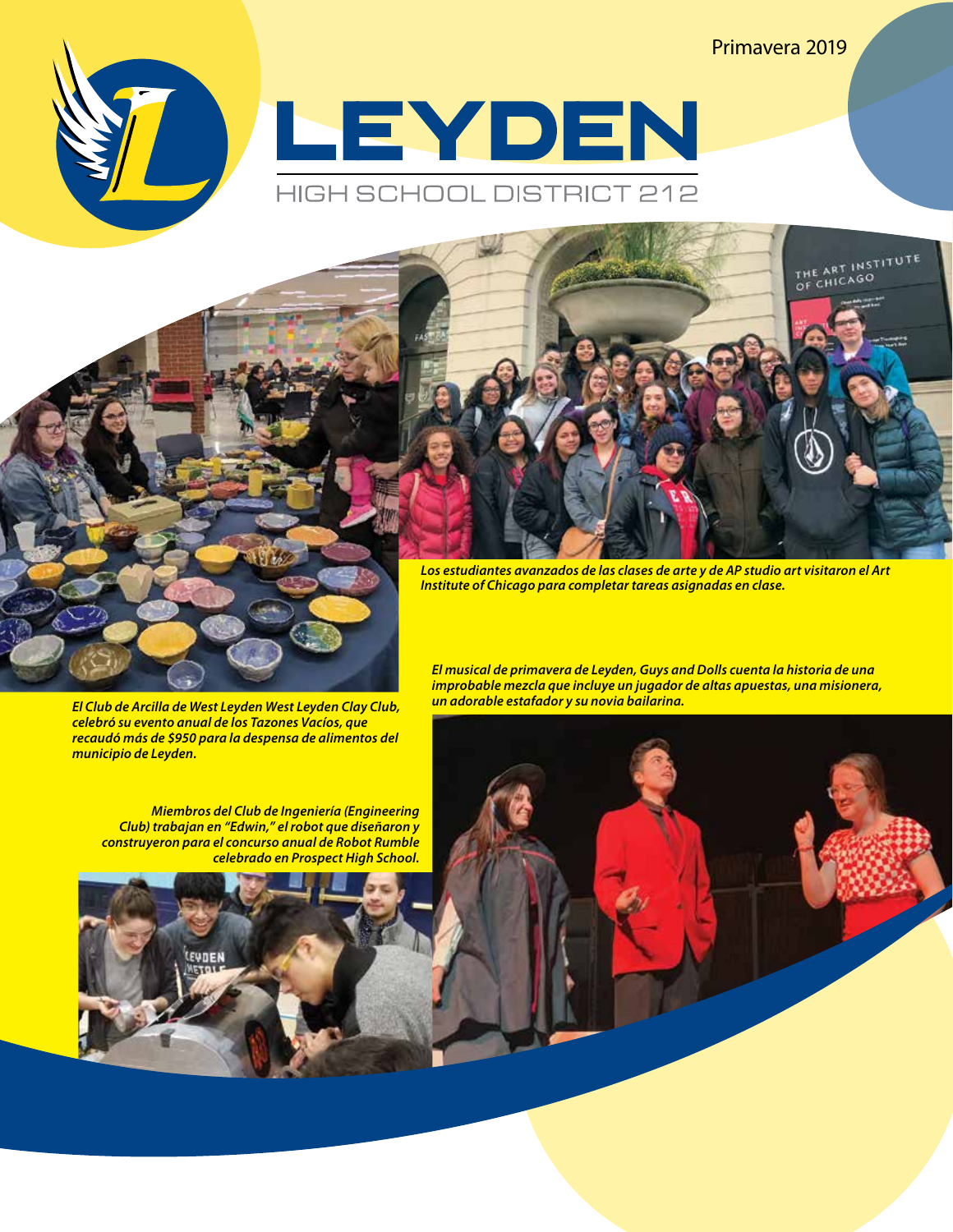Primavera 2019

# LEYDEN

## HIGH SCHOOL DISTRICT 212

*Los estudiantes avanzados de las clases de arte y de AP studio art visitaron el Art Institute of Chicago para completar tareas asignadas en clase.*

*El Club de Arcilla de West Leyden West Leyden Clay Club, celebró su evento anual de los Tazones Vacíos, que recaudó más de $950 para la despensa de alimentos del municipio de Leyden.*

*El musical de primavera de Leyden, Guys and Dolls cuenta la historia de una improbable mezcla que incluye un jugador de altas apuestas, una misionera, un adorable estafador y su novia bailarina.*

*Miembros del Club de Ingeniería (Engineering Club) trabajan en "Edwin," el robot que diseñaron y construyeron para el concurso anual de Robot Rumble celebrado en Prospect High School.*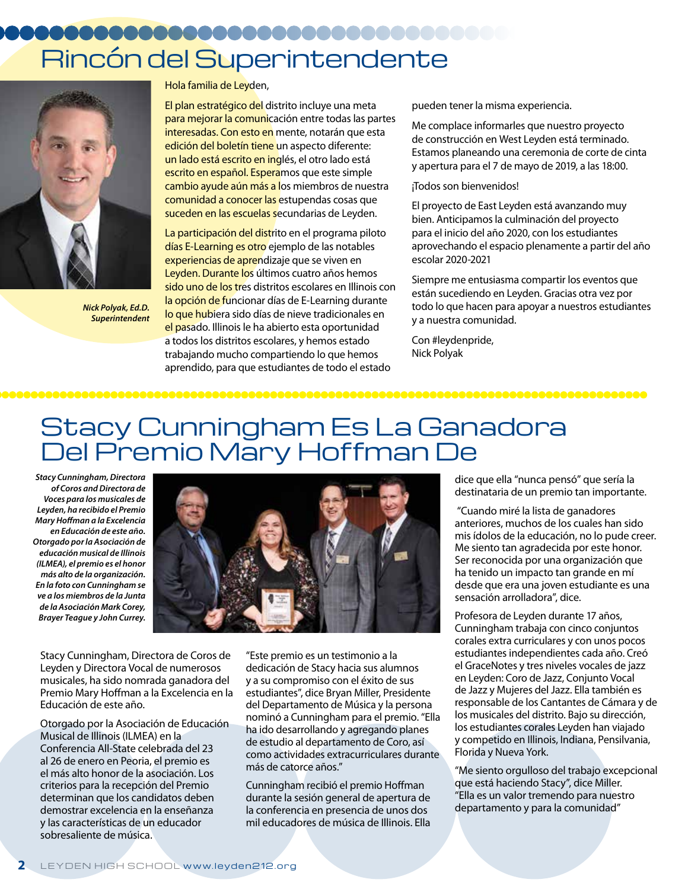# Rincón del Superintendente

*Nick Polyak, Ed.D.*
*Superintendent*

Hola familia de Leyden,

El plan estratégico del distrito incluye una meta para mejorar la comunicación entre todas las partes interesadas. Con esto en mente, notarán que esta edición del boletín tiene un aspecto diferente: un lado está escrito en inglés, el otro lado está escrito en español. Esperamos que este simple cambio ayude aún más a los miembros de nuestra comunidad a conocer las estupendas cosas que suceden en las escuelas secundarias de Leyden.

La participación del distrito en el programa piloto días E-Learning es otro ejemplo de las notables experiencias de aprendizaje que se viven en Leyden. Durante los últimos cuatro años hemos sido uno de los tres distritos escolares en Illinois con la opción de funcionar días de E-Learning durante lo que hubiera sido días de nieve tradicionales en el pasado. Illinois le ha abierto esta oportunidad a todos los distritos escolares, y hemos estado trabajando mucho compartiendo lo que hemos aprendido, para que estudiantes de todo el estado pueden tener la misma experiencia.

Me complace informarles que nuestro proyecto de construcción en West Leyden está terminado. Estamos planeando una ceremonia de corte de cinta y apertura para el 7 de mayo de 2019, a las 18:00.

¡Todos son bienvenidos!

El proyecto de East Leyden está avanzando muy bien. Anticipamos la culminación del proyecto para el inicio del año 2020, con los estudiantes aprovechando el espacio plenamente a partir del año escolar 2020-2021

Siempre me entusiasma compartir los eventos que están sucediendo en Leyden. Gracias otra vez por todo lo que hacen para apoyar a nuestros estudiantes y a nuestra comunidad.

Con #leydenpride,
Nick Polyak

# Stacy Cunningham Es La Ganadora Del Premio Mary Hoffman De

*Stacy Cunningham, Directora of Coros and Directora de Voces para los musicales de Leyden, ha recibido el Premio Mary Hoffman a la Excelencia en Educación de este año. Otorgado por la Asociación de educación musical de Illinois (ILMEA), el premio es el honor más alto de la organización. En la foto con Cunningham se ve a los miembros de la Junta de la Asociación Mark Corey, Brayer Teague y John Currey.*

Stacy Cunningham, Directora de Coros de Leyden y Directora Vocal de numerosos musicales, ha sido nomrada ganadora del Premio Mary Hoffman a la Excelencia en la Educación de este año.

Otorgado por la Asociación de Educación Musical de Illinois (ILMEA) en la Conferencia All-State celebrada del 23 al 26 de enero en Peoria, el premio es el más alto honor de la asociación. Los criterios para la recepción del Premio determinan que los candidatos deben demostrar excelencia en la enseñanza y las características de un educador sobresaliente de música.

"Este premio es un testimonio a la dedicación de Stacy hacia sus alumnos y a su compromiso con el éxito de sus estudiantes", dice Bryan Miller, Presidente del Departamento de Música y la persona nominó a Cunningham para el premio. "Ella ha ido desarrollando y agregando planes de estudio al departamento de Coro, así como actividades extracurriculares durante más de catorce años."

Cunningham recibió el premio Hoffman durante la sesión general de apertura de la conferencia en presencia de unos dos mil educadores de música de Illinois. Ella dice que ella "nunca pensó" que sería la destinataria de un premio tan importante.

"Cuando miré la lista de ganadores anteriores, muchos de los cuales han sido mis ídolos de la educación, no lo pude creer. Me siento tan agradecida por este honor. Ser reconocida por una organización que ha tenido un impacto tan grande en mí desde que era una joven estudiante es una sensación arrolladora", dice.

Profesora de Leyden durante 17 años, Cunningham trabaja con cinco conjuntos corales extra curriculares y con unos pocos estudiantes independientes cada año. Creó el GraceNotes y tres niveles vocales de jazz en Leyden: Coro de Jazz, Conjunto Vocal de Jazz y Mujeres del Jazz. Ella también es responsable de los Cantantes de Cámara y de los musicales del distrito. Bajo su dirección, los estudiantes corales Leyden han viajado y competido en Illinois, Indiana, Pensilvania, Florida y Nueva York.

"Me siento orgulloso del trabajo excepcional que está haciendo Stacy", dice Miller. "Ella es un valor tremendo para nuestro departamento y para la comunidad"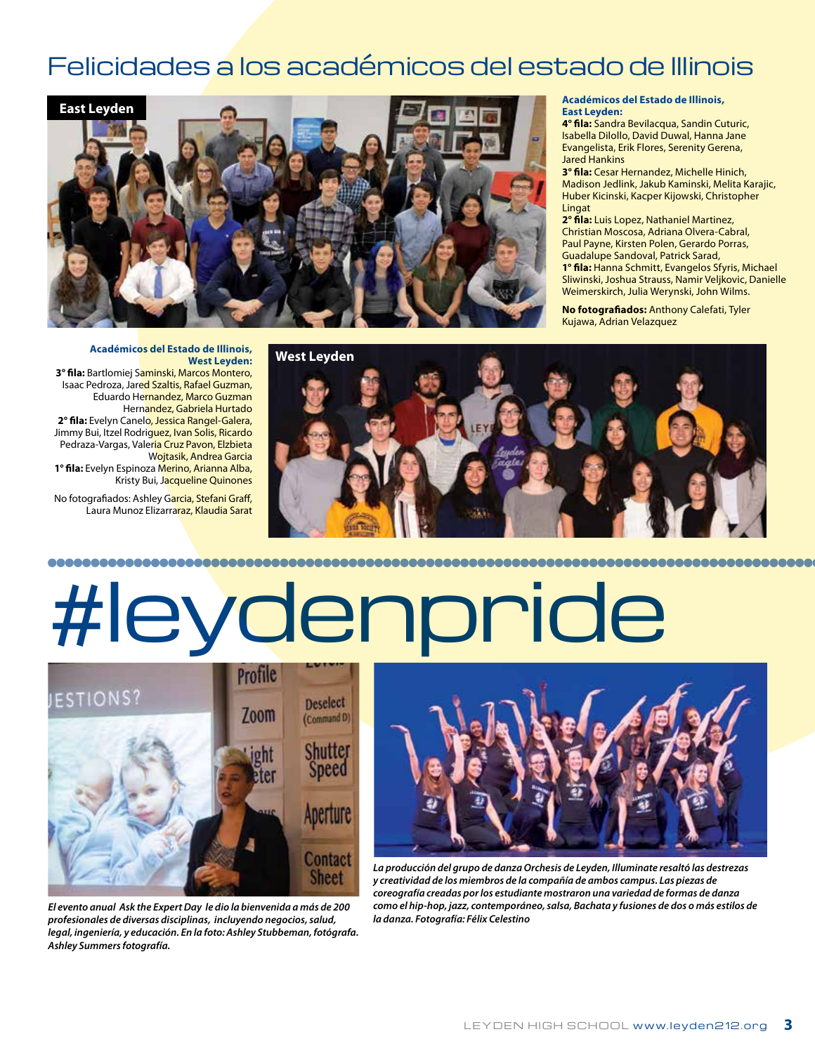# Felicidades a los académicos del estado de Illinois

East Leyden

**Académicos del Estado de Illinois, East Leyden:**

**4° fila:** Sandra Bevilacqua, Sandin Cuturic, Isabella Dilollo, David Duwal, Hanna Jane Evangelista, Erik Flores, Serenity Gerena, Jared Hankins

**3° fila:** Cesar Hernandez, Michelle Hinich, Madison Jedlink, Jakub Kaminski, Melita Karajic, Huber Kicinski, Kacper Kijowski, Christopher Lingat

**2° fila:** Luis Lopez, Nathaniel Martinez, Christian Moscosa, Adriana Olvera-Cabral, Paul Payne, Kirsten Polen, Gerardo Porras, Guadalupe Sandoval, Patrick Sarad,

**1° fila:** Hanna Schmitt, Evangelos Sfyris, Michael Sliwinski, Joshua Strauss, Namir Veljkovic, Danielle Weimerskirch, Julia Werynski, John Wilms.

**No fotografiados:** Anthony Calefati, Tyler Kujawa, Adrian Velazquez

West Leyden

**Académicos del Estado de Illinois, West Leyden:**

**3° fila:** Bartlomiej Saminski, Marcos Montero, Isaac Pedroza, Jared Szaltis, Rafael Guzman, Eduardo Hernandez, Marco Guzman Hernandez, Gabriela Hurtado

**2° fila:** Evelyn Canelo, Jessica Rangel-Galera, Jimmy Bui, Itzel Rodriguez, Ivan Solis, Ricardo Pedraza-Vargas, Valeria Cruz Pavon, Elzbieta Wojtasik, Andrea Garcia

**1° fila:** Evelyn Espinoza Merino, Arianna Alba, Kristy Bui, Jacqueline Quinones

No fotografiados: Ashley Garcia, Stefani Graff, Laura Munoz Elizarraraz, Klaudia Sarat

# #leydenpride

*El evento anual Ask the Expert Day le dio la bienvenida a más de 200 profesionales de diversas disciplinas, incluyendo negocios, salud, legal, ingeniería, y educación. En la foto: Ashley Stubbeman, fotógrafa. Ashley Summers fotografía.*

*La producción del grupo de danza Orchesis de Leyden, Illuminate resaltó las destrezas y creatividad de los miembros de la compañía de ambos campus. Las piezas de coreografía creadas por los estudiante mostraron una variedad de formas de danza como el hip-hop, jazz, contemporáneo, salsa, Bachata y fusiones de dos o más estilos de la danza. Fotografía: Félix Celestino*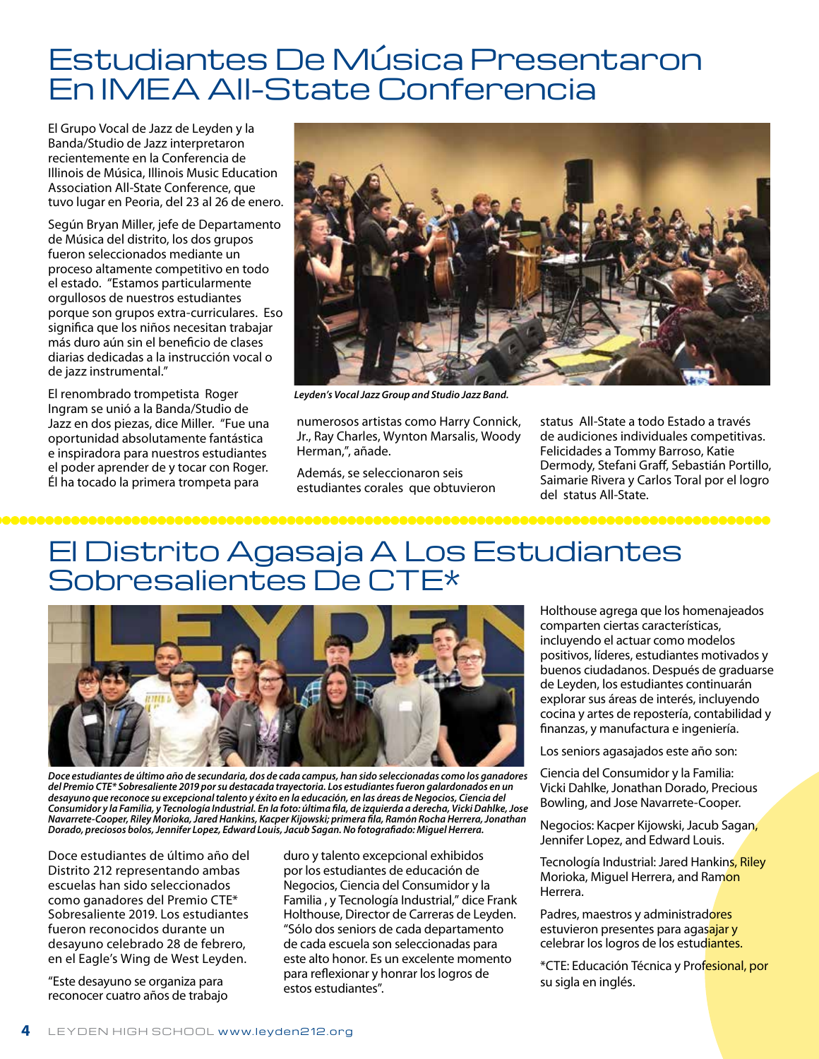# Estudiantes De Música Presentaron En IMEA All-State Conferencia

El Grupo Vocal de Jazz de Leyden y la Banda/Studio de Jazz interpretaron recientemente en la Conferencia de Illinois de Música, Illinois Music Education Association All-State Conference, que tuvo lugar en Peoria, del 23 al 26 de enero.

Según Bryan Miller, jefe de Departamento de Música del distrito, los dos grupos fueron seleccionados mediante un proceso altamente competitivo en todo el estado. "Estamos particularmente orgullosos de nuestros estudiantes porque son grupos extra-curriculares. Eso significa que los niños necesitan trabajar más duro aún sin el beneficio de clases diarias dedicadas a la instrucción vocal o de jazz instrumental."

El renombrado trompetista Roger Ingram se unió a la Banda/Studio de Jazz en dos piezas, dice Miller. "Fue una oportunidad absolutamente fantástica e inspiradora para nuestros estudiantes el poder aprender de y tocar con Roger. Él ha tocado la primera trompeta para numerosos artistas como Harry Connick, Jr., Ray Charles, Wynton Marsalis, Woody Herman,", añade.

*Leyden's Vocal Jazz Group and Studio Jazz Band.*

Además, se seleccionaron seis estudiantes corales que obtuvieron status All-State a todo Estado a través de audiciones individuales competitivas. Felicidades a Tommy Barroso, Katie Dermody, Stefani Graff, Sebastián Portillo, Saimarie Rivera y Carlos Toral por el logro del status All-State.

# El Distrito Agasaja A Los Estudiantes Sobresalientes De CTE*

*Doce estudiantes de último año de secundaria, dos de cada campus, han sido seleccionadas como los ganadores del Premio CTE* Sobresaliente 2019 por su destacada trayectoria. Los estudiantes fueron galardonados en un desayuno que reconoce su excepcional talento y éxito en la educación, en las áreas de Negocios, Ciencia del Consumidor y la Familia, y Tecnología Industrial. En la foto: última fila, de izquierda a derecha, Vicki Dahlke, Jose Navarrete-Cooper, Riley Morioka, Jared Hankins, Kacper Kijowski; primera fila, Ramón Rocha Herrera, Jonathan Dorado, preciosos bolos, Jennifer Lopez, Edward Louis, Jacub Sagan. No fotografiado: Miguel Herrera.*

Doce estudiantes de último año del Distrito 212 representando ambas escuelas han sido seleccionados como ganadores del Premio CTE* Sobresaliente 2019. Los estudiantes fueron reconocidos durante un desayuno celebrado 28 de febrero, en el Eagle's Wing de West Leyden.

"Este desayuno se organiza para reconocer cuatro años de trabajo duro y talento excepcional exhibidos por los estudiantes de educación de Negocios, Ciencia del Consumidor y la Familia , y Tecnología Industrial," dice Frank Holthouse, Director de Carreras de Leyden. "Sólo dos seniors de cada departamento de cada escuela son seleccionadas para este alto honor. Es un excelente momento para reflexionar y honrar los logros de estos estudiantes".

Holthouse agrega que los homenajeados comparten ciertas características, incluyendo el actuar como modelos positivos, líderes, estudiantes motivados y buenos ciudadanos. Después de graduarse de Leyden, los estudiantes continuarán explorar sus áreas de interés, incluyendo cocina y artes de repostería, contabilidad y finanzas, y manufactura e ingeniería.

Los seniors agasajados este año son:

Ciencia del Consumidor y la Familia: Vicki Dahlke, Jonathan Dorado, Precious Bowling, and Jose Navarrete-Cooper.

Negocios: Kacper Kijowski, Jacub Sagan, Jennifer Lopez, and Edward Louis.

Tecnología Industrial: Jared Hankins, Riley Morioka, Miguel Herrera, and Ramon Herrera.

Padres, maestros y administradores estuvieron presentes para agasajar y celebrar los logros de los estudiantes.

*CTE: Educación Técnica y Profesional, por su sigla en inglés.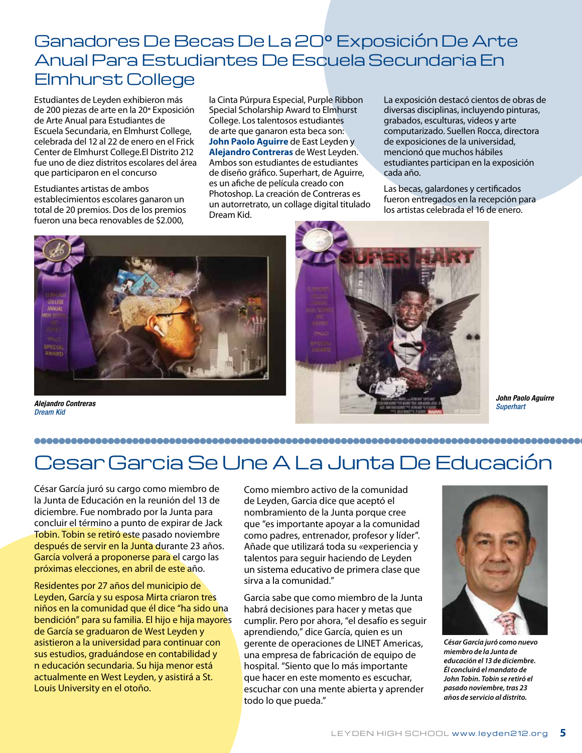# Ganadores De Becas De La 20° Exposición De Arte Anual Para Estudiantes De Escuela Secundaria En Elmhurst College

Estudiantes de Leyden exhibieron más de 200 piezas de arte en la 20ᵃ Exposición de Arte Anual para Estudiantes de Escuela Secundaria, en Elmhurst College, celebrada del 12 al 22 de enero en el Frick Center de Elmhurst College.El Distrito 212 fue uno de diez distritos escolares del área que participaron en el concurso

Estudiantes artistas de ambos establecimientos escolares ganaron un total de 20 premios. Dos de los premios fueron una beca renovables de $2.000, la Cinta Púrpura Especial, Purple Ribbon Special Scholarship Award to Elmhurst College. Los talentosos estudiantes de arte que ganaron esta beca son: **John Paolo Aguirre** de East Leyden y **Alejandro Contreras** de West Leyden. Ambos son estudiantes de estudiantes de diseño gráfico. Superhart, de Aguirre, es un afiche de película creado con Photoshop. La creación de Contreras es un autorretrato, un collage digital titulado Dream Kid.

La exposición destacó cientos de obras de diversas disciplinas, incluyendo pinturas, grabados, esculturas, videos y arte computarizado. Suellen Rocca, directora de exposiciones de la universidad, mencionó que muchos hábiles estudiantes participan en la exposición cada año.

Las becas, galardones y certificados fueron entregados en la recepción para los artistas celebrada el 16 de enero.

***Alejandro Contreras***
*Dream Kid*

***John Paolo Aguirre***
*Superhart*

# Cesar Garcia Se Une A La Junta De Educación

César García juró su cargo como miembro de la Junta de Educación en la reunión del 13 de diciembre. Fue nombrado por la Junta para concluir el término a punto de expirar de Jack Tobin. Tobin se retiró este pasado noviembre después de servir en la Junta durante 23 años. García volverá a proponerse para el cargo las próximas elecciones, en abril de este año.

Residentes por 27 años del municipio de Leyden, García y su esposa Mirta criaron tres niños en la comunidad que él dice "ha sido una bendición" para su familia. El hijo e hija mayores de García se graduaron de West Leyden y asistieron a la universidad para continuar con sus estudios, graduándose en contabilidad y n educación secundaria. Su hija menor está actualmente en West Leyden, y asistirá a St. Louis University en el otoño.

Como miembro activo de la comunidad de Leyden, Garcia dice que aceptó el nombramiento de la Junta porque cree que "es importante apoyar a la comunidad como padres, entrenador, profesor y líder". Añade que utilizará toda su «experiencia y talentos para seguir haciendo de Leyden un sistema educativo de primera clase que sirva a la comunidad."

Garcia sabe que como miembro de la Junta habrá decisiones para hacer y metas que cumplir. Pero por ahora, "el desafío es seguir aprendiendo," dice García, quien es un gerente de operaciones de LINET Americas, una empresa de fabricación de equipo de hospital. "Siento que lo más importante que hacer en este momento es escuchar, escuchar con una mente abierta y aprender todo lo que pueda."

*César García juró como nuevo miembro de la Junta de educación el 13 de diciembre. Él concluirá el mandato de John Tobin. Tobin se retiró el pasado noviembre, tras 23 años de servicio al distrito.*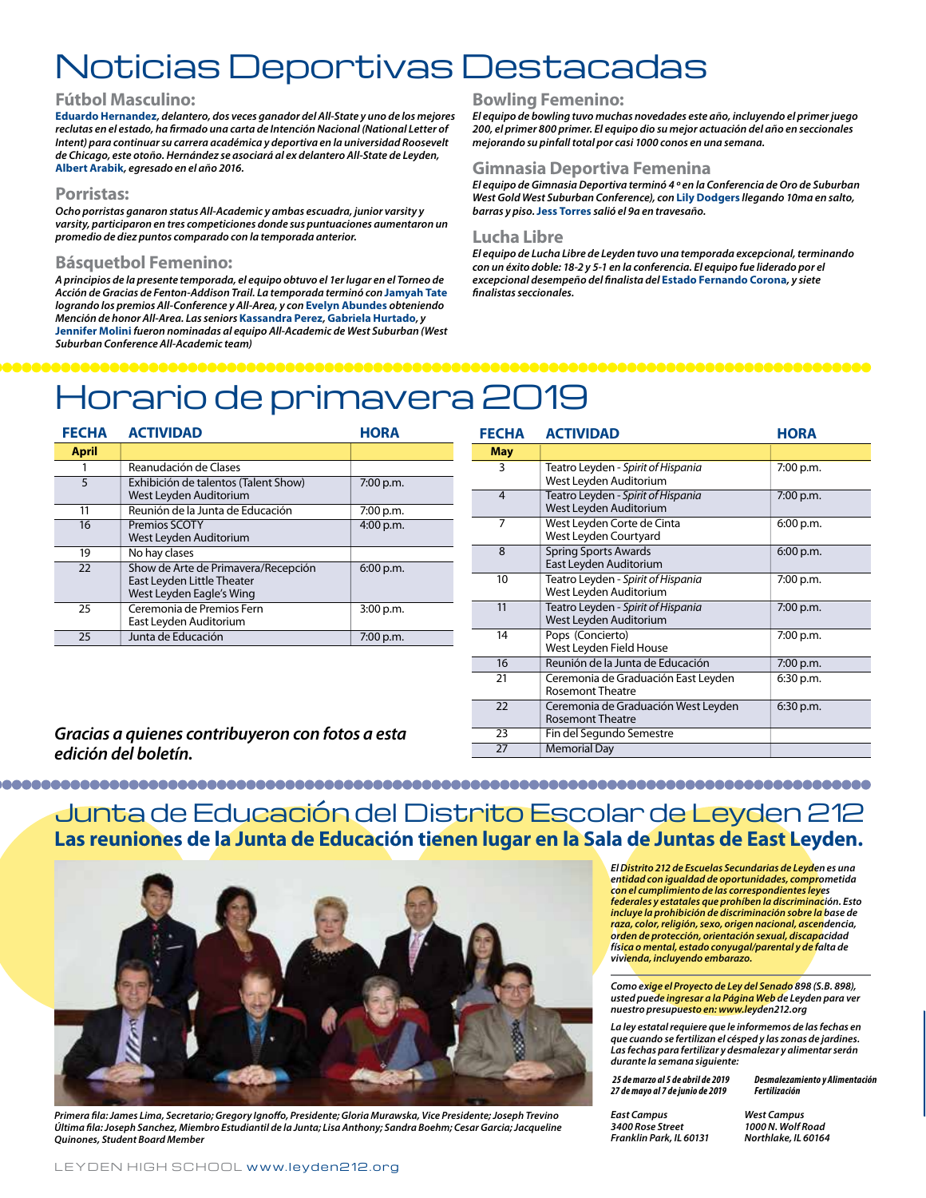# Noticias Deportivas Destacadas

### Fútbol Masculino:

***Eduardo Hernandez**, delantero, dos veces ganador del All-State y uno de los mejores reclutas en el estado, ha firmado una carta de Intención Nacional (National Letter of Intent) para continuar su carrera académica y deportiva en la universidad Roosevelt de Chicago, este otoño. Hernández se asociará al ex delantero All-State de Leyden, **Albert Arabik**, egresado en el año 2016.*

### Porristas:

*Ocho porristas ganaron status All-Academic y ambas escuadra, junior varsity y varsity, participaron en tres competiciones donde sus puntuaciones aumentaron un promedio de diez puntos comparado con la temporada anterior.*

### Básquetbol Femenino:

*A principios de la presente temporada, el equipo obtuvo el 1er lugar en el Torneo de Acción de Gracias de Fenton-Addison Trail. La temporada terminó con **Jamyah Tate** logrando los premios All-Conference y All-Area, y con **Evelyn Abundes** obteniendo Mención de honor All-Area. Las seniors **Kassandra Perez**, **Gabriela Hurtado**, y **Jennifer Molini** fueron nominadas al equipo All-Academic de West Suburban (West Suburban Conference All-Academic team)*

### Bowling Femenino:

*El equipo de bowling tuvo muchas novedades este año, incluyendo el primer juego 200, el primer 800 primer. El equipo dio su mejor actuación del año en seccionales mejorando su pinfall total por casi 1000 conos en una semana.*

### Gimnasia Deportiva Femenina

*El equipo de Gimnasia Deportiva terminó 4 º en la Conferencia de Oro de Suburban West Gold West Suburban Conference), con **Lily Dodgers** llegando 10ma en salto, barras y piso. **Jess Torres** salió el 9a en travesaño.*

### Lucha Libre

*El equipo de Lucha Libre de Leyden tuvo una temporada excepcional, terminando con un éxito doble: 18-2 y 5-1 en la conferencia. El equipo fue liderado por el excepcional desempeño del finalista del **Estado Fernando Corona**, y siete finalistas seccionales.*

# Horario de primavera 2019

| FECHA | ACTIVIDAD | HORA |
|---|---|---|
| **April** | | |
| 1 | Reanudación de Clases | |
| 5 | Exhibición de talentos (Talent Show)<br>West Leyden Auditorium | 7:00 p.m. |
| 11 | Reunión de la Junta de Educación | 7:00 p.m. |
| 16 | Premios SCOTY<br>West Leyden Auditorium | 4:00 p.m. |
| 19 | No hay clases | |
| 22 | Show de Arte de Primavera/Recepción<br>East Leyden Little Theater<br>West Leyden Eagle's Wing | 6:00 p.m. |
| 25 | Ceremonia de Premios Fern<br>East Leyden Auditorium | 3:00 p.m. |
| 25 | Junta de Educación | 7:00 p.m. |

| FECHA | ACTIVIDAD | HORA |
|---|---|---|
| **May** | | |
| 3 | Teatro Leyden - *Spirit of Hispania*<br>West Leyden Auditorium | 7:00 p.m. |
| 4 | Teatro Leyden - *Spirit of Hispania*<br>West Leyden Auditorium | 7:00 p.m. |
| 7 | West Leyden Corte de Cinta<br>West Leyden Courtyard | 6:00 p.m. |
| 8 | Spring Sports Awards<br>East Leyden Auditorium | 6:00 p.m. |
| 10 | Teatro Leyden - *Spirit of Hispania*<br>West Leyden Auditorium | 7:00 p.m. |
| 11 | Teatro Leyden - *Spirit of Hispania*<br>West Leyden Auditorium | 7:00 p.m. |
| 14 | Pops (Concierto)<br>West Leyden Field House | 7:00 p.m. |
| 16 | Reunión de la Junta de Educación | 7:00 p.m. |
| 21 | Ceremonia de Graduación East Leyden<br>Rosemont Theatre | 6:30 p.m. |
| 22 | Ceremonia de Graduación West Leyden<br>Rosemont Theatre | 6:30 p.m. |
| 23 | Fin del Segundo Semestre | |
| 27 | Memorial Day | |

***Gracias a quienes contribuyeron con fotos a esta edición del boletín.***

# Junta de Educación del Distrito Escolar de Leyden 212

## Las reuniones de la Junta de Educación tienen lugar en la Sala de Juntas de East Leyden.

*Primera fila: James Lima, Secretario; Gregory Ignoffo, Presidente; Gloria Murawska, Vice Presidente; Joseph Trevino*
*Última fila: Joseph Sanchez, Miembro Estudiantil de la Junta; Lisa Anthony; Sandra Boehm; Cesar Garcia; Jacqueline Quinones, Student Board Member*

***El Distrito 212 de Escuelas Secundarias de Leyden es una entidad con igualdad de oportunidades, comprometida con el cumplimiento de las correspondientes leyes federales y estatales que prohíben la discriminación. Esto incluye la prohibición de discriminación sobre la base de raza, color, religión, sexo, origen nacional, ascendencia, orden de protección, orientación sexual, discapacidad física o mental, estado conyugal/parental y de falta de vivienda, incluyendo embarazo.***

*Como exige el Proyecto de Ley del Senado 898 (S.B. 898), usted puede ingresar a la Página Web de Leyden para ver nuestro presupuesto en: www.leyden212.org*

*La ley estatal requiere que le informemos de las fechas en que cuando se fertilizan el césped y las zonas de jardines. Las fechas para fertilizar y desmalezar y alimentar serán durante la semana siguiente:*

| | |
|---|---|
| *25 de marzo al 5 de abril de 2019* | *Desmalezamiento y Alimentación* |
| *27 de mayo al 7 de junio de 2019* | *Fertilización* |

*East Campus*
*3400 Rose Street*
*Franklin Park, IL 60131*

*West Campus*
*1000 N. Wolf Road*
*Northlake, IL 60164*

LEYDEN HIGH SCHOOL www.leyden212.org